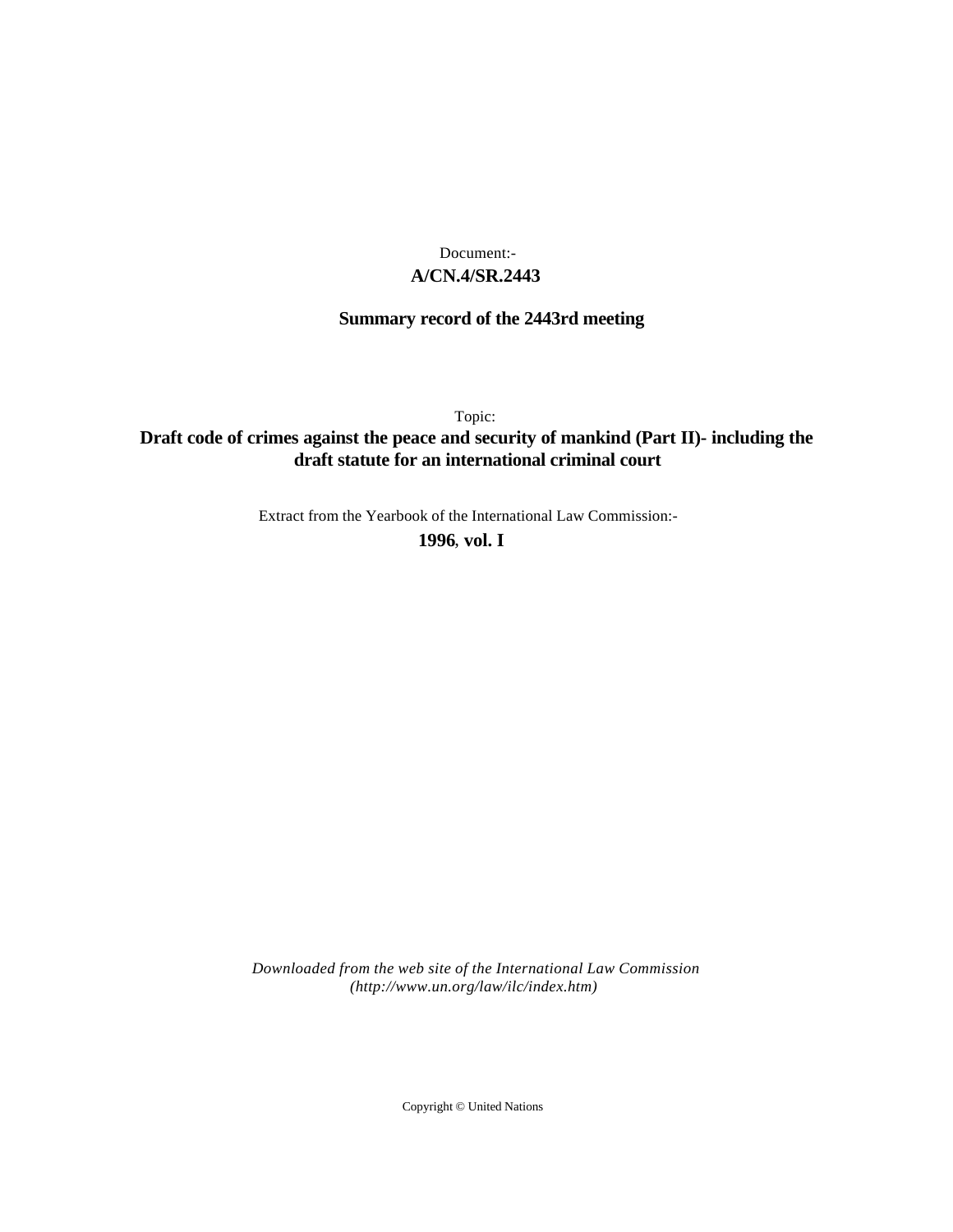Document:-

**A/CN.4/SR.2443**

**Summary record of the 2443rd meeting**

Topic:

**Draft code of crimes against the peace and security of mankind (Part II)- including the draft statute for an international criminal court**

Extract from the Yearbook of the International Law Commission:-

**1996, vol. I**

*Downloaded from the web site of the International Law Commission (http://www.un.org/law/ilc/index.htm)*

Copyright © United Nations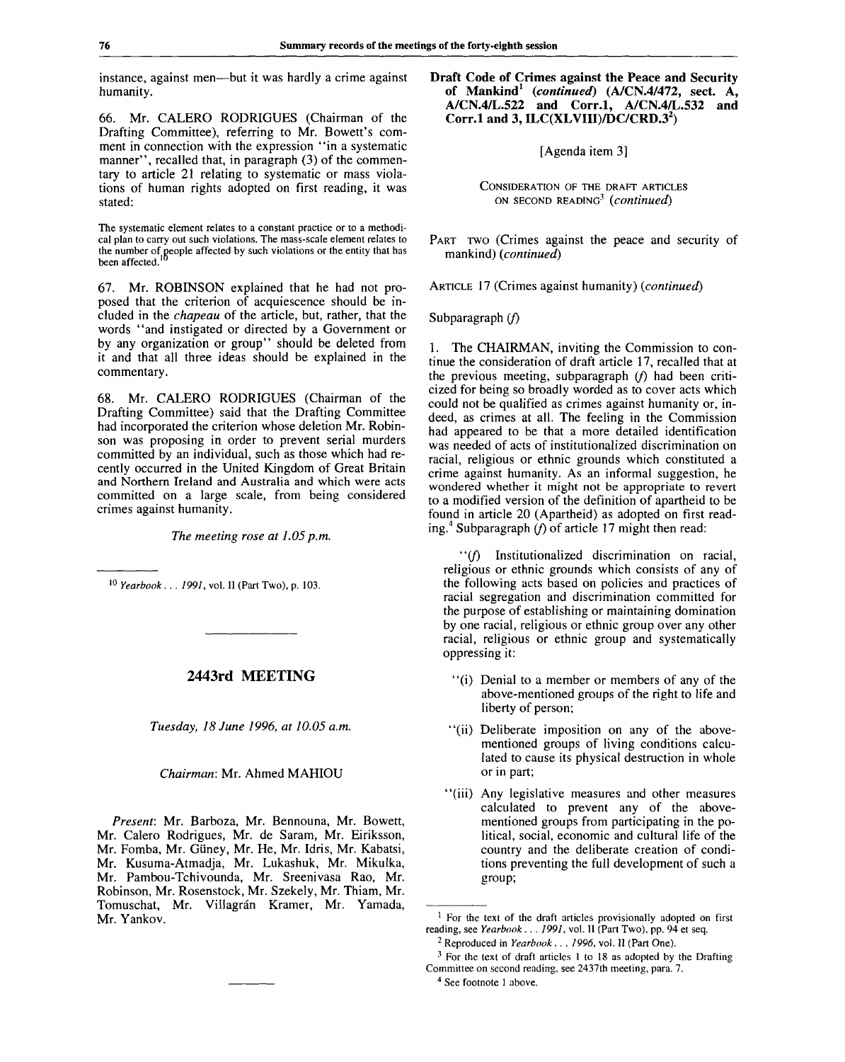instance, against men—but it was hardly a crime against humanity.

66. Mr. CALERO RODRIGUES (Chairman of the Drafting Committee), referring to Mr. Bowett's comment in connection with the expression "in a systematic manner", recalled that, in paragraph (3) of the commentary to article 21 relating to systematic or mass violations of human rights adopted on first reading, it was stated:

> The systematic element relates to a constant practice or to a methodical plan to carry out such violations. The mass-scale element relates to the number of people affected by such violations or the entity that has been affected.[10]

67. Mr. ROBINSON explained that he had not proposed that the criterion of acquiescence should be included in the *chapeau* of the article, but, rather, that the words "and instigated or directed by a Government or by any organization or group" should be deleted from it and that all three ideas should be explained in the commentary.

68. Mr. CALERO RODRIGUES (Chairman of the Drafting Committee) said that the Drafting Committee had incorporated the criterion whose deletion Mr. Robinson was proposing in order to prevent serial murders committed by an individual, such as those which had recently occurred in the United Kingdom of Great Britain and Northern Ireland and Australia and which were acts committed on a large scale, from being considered crimes against humanity.

*The meeting rose at 1.05 p.m.*

[10] *Yearbook . . . 1991*, vol. II (Part Two), p. 103.

## 2443rd MEETING

*Tuesday, 18 June 1996, at 10.05 a.m.*

*Chairman*: Mr. Ahmed MAHIOU

*Present*: Mr. Barboza, Mr. Bennouna, Mr. Bowett, Mr. Calero Rodrigues, Mr. de Saram, Mr. Eiriksson, Mr. Fomba, Mr. Güney, Mr. He, Mr. Idris, Mr. Kabatsi, Mr. Kusuma-Atmadja, Mr. Lukashuk, Mr. Mikulka, Mr. Pambou-Tchivounda, Mr. Sreenivasa Rao, Mr. Robinson, Mr. Rosenstock, Mr. Szekely, Mr. Thiam, Mr. Tomuschat, Mr. Villagrán Kramer, Mr. Yamada, Mr. Yankov.

### Draft Code of Crimes against the Peace and Security of Mankind[1] (*continued*) (A/CN.4/472, sect. A, A/CN.4/L.522 and Corr.1, A/CN.4/L.532 and Corr.1 and 3, ILC(XLVIII)/DC/CRD.3[2])

[Agenda item 3]

CONSIDERATION OF THE DRAFT ARTICLES ON SECOND READING[3] (*continued*)

PART TWO (Crimes against the peace and security of mankind) (*continued*)

ARTICLE 17 (Crimes against humanity) (*continued*)

Subparagraph (*f*)

1. The CHAIRMAN, inviting the Commission to continue the consideration of draft article 17, recalled that at the previous meeting, subparagraph (*f*) had been criticized for being so broadly worded as to cover acts which could not be qualified as crimes against humanity or, indeed, as crimes at all. The feeling in the Commission had appeared to be that a more detailed identification was needed of acts of institutionalized discrimination on racial, religious or ethnic grounds which constituted a crime against humanity. As an informal suggestion, he wondered whether it might not be appropriate to revert to a modified version of the definition of apartheid to be found in article 20 (Apartheid) as adopted on first reading.[4] Subparagraph (*f*) of article 17 might then read:

"(*f*) Institutionalized discrimination on racial, religious or ethnic grounds which consists of any of the following acts based on policies and practices of racial segregation and discrimination committed for the purpose of establishing or maintaining domination by one racial, religious or ethnic group over any other racial, religious or ethnic group and systematically oppressing it:

"(i) Denial to a member or members of any of the above-mentioned groups of the right to life and liberty of person;

"(ii) Deliberate imposition on any of the above-mentioned groups of living conditions calculated to cause its physical destruction in whole or in part;

"(iii) Any legislative measures and other measures calculated to prevent any of the above-mentioned groups from participating in the political, social, economic and cultural life of the country and the deliberate creation of conditions preventing the full development of such a group;

[1] For the text of the draft articles provisionally adopted on first reading, see *Yearbook . . . 1991*, vol. II (Part Two), pp. 94 et seq.

[2] Reproduced in *Yearbook . . . 1996*, vol. II (Part One).

[3] For the text of draft articles 1 to 18 as adopted by the Drafting Committee on second reading, see 2437th meeting, para. 7.

[4] See footnote 1 above.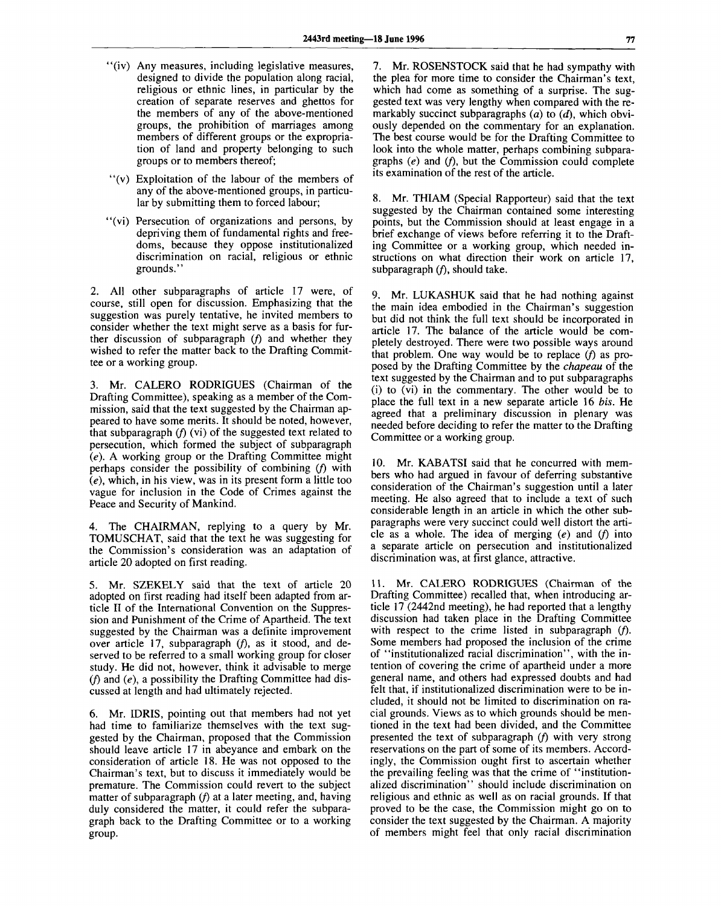"(iv) Any measures, including legislative measures, designed to divide the population along racial, religious or ethnic lines, in particular by the creation of separate reserves and ghettos for the members of any of the above-mentioned groups, the prohibition of marriages among members of different groups or the expropriation of land and property belonging to such groups or to members thereof;

"(v) Exploitation of the labour of the members of any of the above-mentioned groups, in particular by submitting them to forced labour;

"(vi) Persecution of organizations and persons, by depriving them of fundamental rights and freedoms, because they oppose institutionalized discrimination on racial, religious or ethnic grounds."

2. All other subparagraphs of article 17 were, of course, still open for discussion. Emphasizing that the suggestion was purely tentative, he invited members to consider whether the text might serve as a basis for further discussion of subparagraph (*f*) and whether they wished to refer the matter back to the Drafting Committee or a working group.

3. Mr. CALERO RODRIGUES (Chairman of the Drafting Committee), speaking as a member of the Commission, said that the text suggested by the Chairman appeared to have some merits. It should be noted, however, that subparagraph (*f*) (vi) of the suggested text related to persecution, which formed the subject of subparagraph (*e*). A working group or the Drafting Committee might perhaps consider the possibility of combining (*f*) with (*e*), which, in his view, was in its present form a little too vague for inclusion in the Code of Crimes against the Peace and Security of Mankind.

4. The CHAIRMAN, replying to a query by Mr. TOMUSCHAT, said that the text he was suggesting for the Commission's consideration was an adaptation of article 20 adopted on first reading.

5. Mr. SZEKELY said that the text of article 20 adopted on first reading had itself been adapted from article II of the International Convention on the Suppression and Punishment of the Crime of Apartheid. The text suggested by the Chairman was a definite improvement over article 17, subparagraph (*f*), as it stood, and deserved to be referred to a small working group for closer study. He did not, however, think it advisable to merge (*f*) and (*e*), a possibility the Drafting Committee had discussed at length and had ultimately rejected.

6. Mr. IDRIS, pointing out that members had not yet had time to familiarize themselves with the text suggested by the Chairman, proposed that the Commission should leave article 17 in abeyance and embark on the consideration of article 18. He was not opposed to the Chairman's text, but to discuss it immediately would be premature. The Commission could revert to the subject matter of subparagraph (*f*) at a later meeting, and, having duly considered the matter, it could refer the subparagraph back to the Drafting Committee or to a working group.

7. Mr. ROSENSTOCK said that he had sympathy with the plea for more time to consider the Chairman's text, which had come as something of a surprise. The suggested text was very lengthy when compared with the remarkably succinct subparagraphs (*a*) to (*d*), which obviously depended on the commentary for an explanation. The best course would be for the Drafting Committee to look into the whole matter, perhaps combining subparagraphs (*e*) and (*f*), but the Commission could complete its examination of the rest of the article.

8. Mr. THIAM (Special Rapporteur) said that the text suggested by the Chairman contained some interesting points, but the Commission should at least engage in a brief exchange of views before referring it to the Drafting Committee or a working group, which needed instructions on what direction their work on article 17, subparagraph (*f*), should take.

9. Mr. LUKASHUK said that he had nothing against the main idea embodied in the Chairman's suggestion but did not think the full text should be incorporated in article 17. The balance of the article would be completely destroyed. There were two possible ways around that problem. One way would be to replace (*f*) as proposed by the Drafting Committee by the *chapeau* of the text suggested by the Chairman and to put subparagraphs (i) to (vi) in the commentary. The other would be to place the full text in a new separate article 16 *bis*. He agreed that a preliminary discussion in plenary was needed before deciding to refer the matter to the Drafting Committee or a working group.

10. Mr. KABATSI said that he concurred with members who had argued in favour of deferring substantive consideration of the Chairman's suggestion until a later meeting. He also agreed that to include a text of such considerable length in an article in which the other subparagraphs were very succinct could well distort the article as a whole. The idea of merging (*e*) and (*f*) into a separate article on persecution and institutionalized discrimination was, at first glance, attractive.

11. Mr. CALERO RODRIGUES (Chairman of the Drafting Committee) recalled that, when introducing article 17 (2442nd meeting), he had reported that a lengthy discussion had taken place in the Drafting Committee with respect to the crime listed in subparagraph (*f*). Some members had proposed the inclusion of the crime of "institutionalized racial discrimination", with the intention of covering the crime of apartheid under a more general name, and others had expressed doubts and had felt that, if institutionalized discrimination were to be included, it should not be limited to discrimination on racial grounds. Views as to which grounds should be mentioned in the text had been divided, and the Committee presented the text of subparagraph (*f*) with very strong reservations on the part of some of its members. Accordingly, the Commission ought first to ascertain whether the prevailing feeling was that the crime of "institutionalized discrimination" should include discrimination on religious and ethnic as well as on racial grounds. If that proved to be the case, the Commission might go on to consider the text suggested by the Chairman. A majority of members might feel that only racial discrimination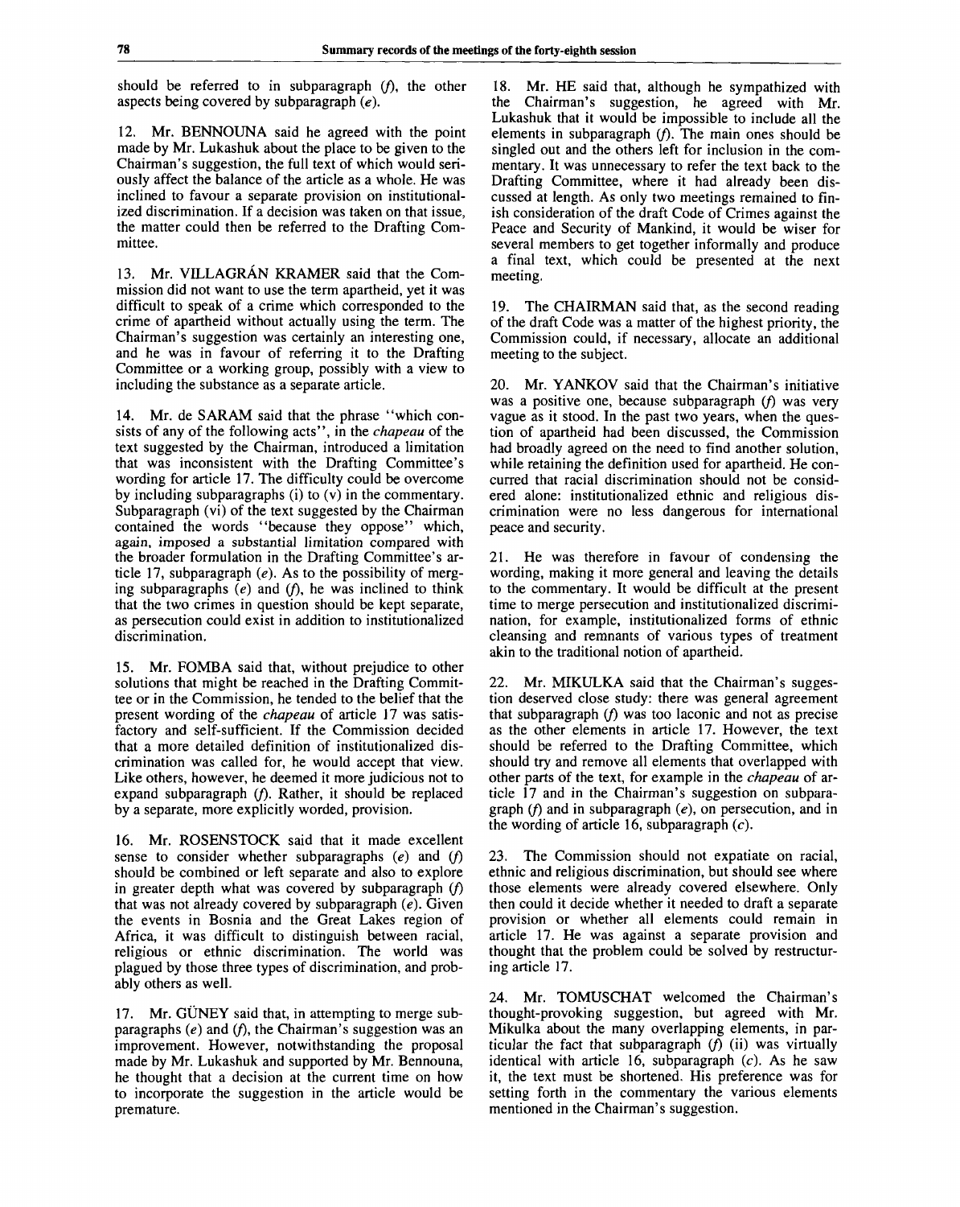should be referred to in subparagraph (*f*), the other aspects being covered by subparagraph (*e*).

12. Mr. BENNOUNA said he agreed with the point made by Mr. Lukashuk about the place to be given to the Chairman's suggestion, the full text of which would seriously affect the balance of the article as a whole. He was inclined to favour a separate provision on institutionalized discrimination. If a decision was taken on that issue, the matter could then be referred to the Drafting Committee.

13. Mr. VILLAGRÁN KRAMER said that the Commission did not want to use the term apartheid, yet it was difficult to speak of a crime which corresponded to the crime of apartheid without actually using the term. The Chairman's suggestion was certainly an interesting one, and he was in favour of referring it to the Drafting Committee or a working group, possibly with a view to including the substance as a separate article.

14. Mr. de SARAM said that the phrase "which consists of any of the following acts", in the *chapeau* of the text suggested by the Chairman, introduced a limitation that was inconsistent with the Drafting Committee's wording for article 17. The difficulty could be overcome by including subparagraphs (i) to (v) in the commentary. Subparagraph (vi) of the text suggested by the Chairman contained the words "because they oppose" which, again, imposed a substantial limitation compared with the broader formulation in the Drafting Committee's article 17, subparagraph (*e*). As to the possibility of merging subparagraphs (*e*) and (*f*), he was inclined to think that the two crimes in question should be kept separate, as persecution could exist in addition to institutionalized discrimination.

15. Mr. FOMBA said that, without prejudice to other solutions that might be reached in the Drafting Committee or in the Commission, he tended to the belief that the present wording of the *chapeau* of article 17 was satisfactory and self-sufficient. If the Commission decided that a more detailed definition of institutionalized discrimination was called for, he would accept that view. Like others, however, he deemed it more judicious not to expand subparagraph (*f*). Rather, it should be replaced by a separate, more explicitly worded, provision.

16. Mr. ROSENSTOCK said that it made excellent sense to consider whether subparagraphs (*e*) and (*f*) should be combined or left separate and also to explore in greater depth what was covered by subparagraph (*f*) that was not already covered by subparagraph (*e*). Given the events in Bosnia and the Great Lakes region of Africa, it was difficult to distinguish between racial, religious or ethnic discrimination. The world was plagued by those three types of discrimination, and probably others as well.

17. Mr. GÜNEY said that, in attempting to merge subparagraphs (*e*) and (*f*), the Chairman's suggestion was an improvement. However, notwithstanding the proposal made by Mr. Lukashuk and supported by Mr. Bennouna, he thought that a decision at the current time on how to incorporate the suggestion in the article would be premature.

18. Mr. HE said that, although he sympathized with the Chairman's suggestion, he agreed with Mr. Lukashuk that it would be impossible to include all the elements in subparagraph (*f*). The main ones should be singled out and the others left for inclusion in the commentary. It was unnecessary to refer the text back to the Drafting Committee, where it had already been discussed at length. As only two meetings remained to finish consideration of the draft Code of Crimes against the Peace and Security of Mankind, it would be wiser for several members to get together informally and produce a final text, which could be presented at the next meeting.

19. The CHAIRMAN said that, as the second reading of the draft Code was a matter of the highest priority, the Commission could, if necessary, allocate an additional meeting to the subject.

20. Mr. YANKOV said that the Chairman's initiative was a positive one, because subparagraph (*f*) was very vague as it stood. In the past two years, when the question of apartheid had been discussed, the Commission had broadly agreed on the need to find another solution, while retaining the definition used for apartheid. He concurred that racial discrimination should not be considered alone: institutionalized ethnic and religious discrimination were no less dangerous for international peace and security.

21. He was therefore in favour of condensing the wording, making it more general and leaving the details to the commentary. It would be difficult at the present time to merge persecution and institutionalized discrimination, for example, institutionalized forms of ethnic cleansing and remnants of various types of treatment akin to the traditional notion of apartheid.

22. Mr. MIKULKA said that the Chairman's suggestion deserved close study: there was general agreement that subparagraph (*f*) was too laconic and not as precise as the other elements in article 17. However, the text should be referred to the Drafting Committee, which should try and remove all elements that overlapped with other parts of the text, for example in the *chapeau* of article 17 and in the Chairman's suggestion on subparagraph (*f*) and in subparagraph (*e*), on persecution, and in the wording of article 16, subparagraph (*c*).

23. The Commission should not expatiate on racial, ethnic and religious discrimination, but should see where those elements were already covered elsewhere. Only then could it decide whether it needed to draft a separate provision or whether all elements could remain in article 17. He was against a separate provision and thought that the problem could be solved by restructuring article 17.

24. Mr. TOMUSCHAT welcomed the Chairman's thought-provoking suggestion, but agreed with Mr. Mikulka about the many overlapping elements, in particular the fact that subparagraph (*f*) (ii) was virtually identical with article 16, subparagraph (*c*). As he saw it, the text must be shortened. His preference was for setting forth in the commentary the various elements mentioned in the Chairman's suggestion.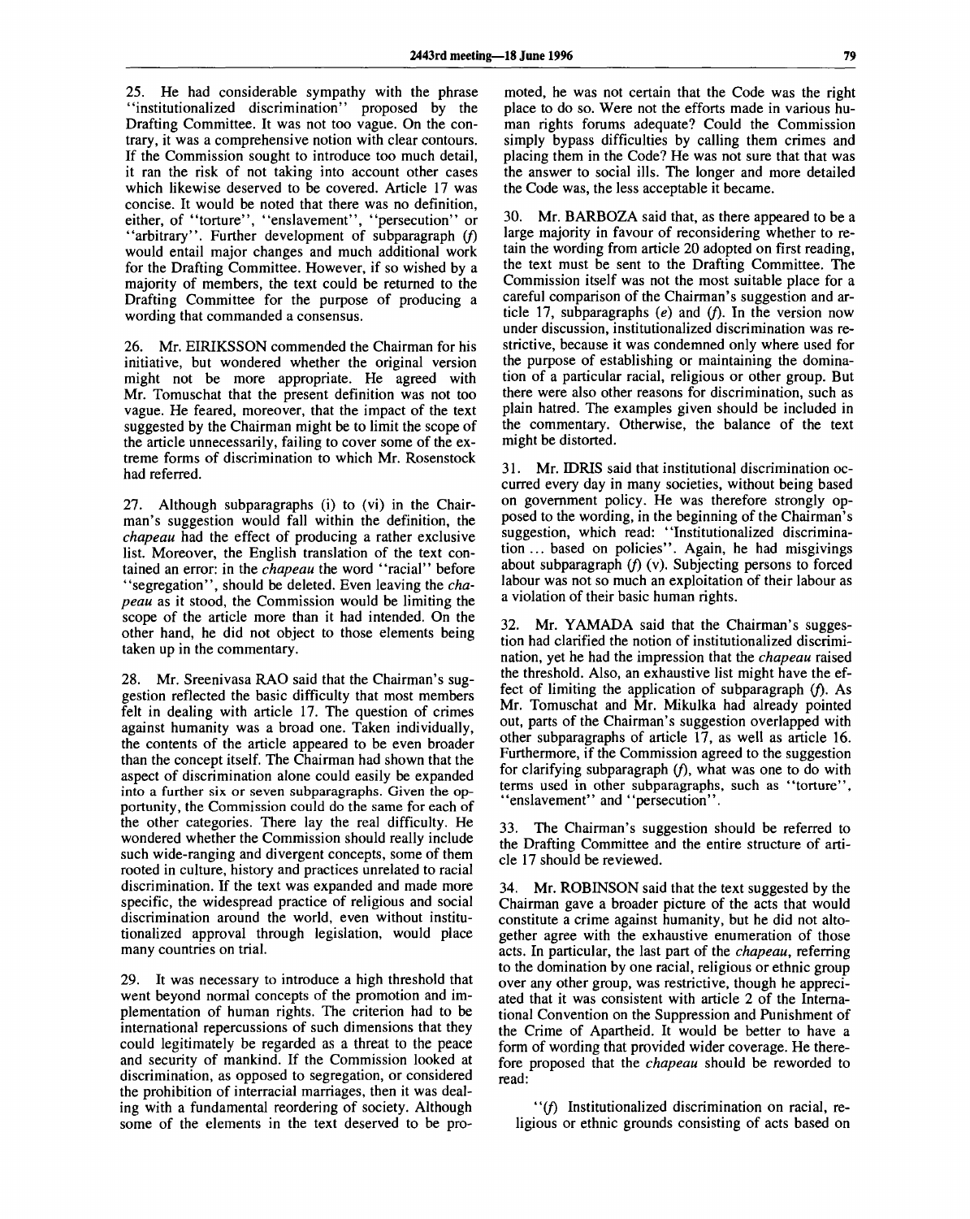25. He had considerable sympathy with the phrase "institutionalized discrimination" proposed by the Drafting Committee. It was not too vague. On the contrary, it was a comprehensive notion with clear contours. If the Commission sought to introduce too much detail, it ran the risk of not taking into account other cases which likewise deserved to be covered. Article 17 was concise. It would be noted that there was no definition, either, of "torture", "enslavement", "persecution" or "arbitrary". Further development of subparagraph (*f*) would entail major changes and much additional work for the Drafting Committee. However, if so wished by a majority of members, the text could be returned to the Drafting Committee for the purpose of producing a wording that commanded a consensus.

26. Mr. EIRIKSSON commended the Chairman for his initiative, but wondered whether the original version might not be more appropriate. He agreed with Mr. Tomuschat that the present definition was not too vague. He feared, moreover, that the impact of the text suggested by the Chairman might be to limit the scope of the article unnecessarily, failing to cover some of the extreme forms of discrimination to which Mr. Rosenstock had referred.

27. Although subparagraphs (i) to (vi) in the Chairman's suggestion would fall within the definition, the *chapeau* had the effect of producing a rather exclusive list. Moreover, the English translation of the text contained an error: in the *chapeau* the word "racial" before "segregation", should be deleted. Even leaving the *chapeau* as it stood, the Commission would be limiting the scope of the article more than it had intended. On the other hand, he did not object to those elements being taken up in the commentary.

28. Mr. Sreenivasa RAO said that the Chairman's suggestion reflected the basic difficulty that most members felt in dealing with article 17. The question of crimes against humanity was a broad one. Taken individually, the contents of the article appeared to be even broader than the concept itself. The Chairman had shown that the aspect of discrimination alone could easily be expanded into a further six or seven subparagraphs. Given the opportunity, the Commission could do the same for each of the other categories. There lay the real difficulty. He wondered whether the Commission should really include such wide-ranging and divergent concepts, some of them rooted in culture, history and practices unrelated to racial discrimination. If the text was expanded and made more specific, the widespread practice of religious and social discrimination around the world, even without institutionalized approval through legislation, would place many countries on trial.

29. It was necessary to introduce a high threshold that went beyond normal concepts of the promotion and implementation of human rights. The criterion had to be international repercussions of such dimensions that they could legitimately be regarded as a threat to the peace and security of mankind. If the Commission looked at discrimination, as opposed to segregation, or considered the prohibition of interracial marriages, then it was dealing with a fundamental reordering of society. Although some of the elements in the text deserved to be promoted, he was not certain that the Code was the right place to do so. Were not the efforts made in various human rights forums adequate? Could the Commission simply bypass difficulties by calling them crimes and placing them in the Code? He was not sure that that was the answer to social ills. The longer and more detailed the Code was, the less acceptable it became.

30. Mr. BARBOZA said that, as there appeared to be a large majority in favour of reconsidering whether to retain the wording from article 20 adopted on first reading, the text must be sent to the Drafting Committee. The Commission itself was not the most suitable place for a careful comparison of the Chairman's suggestion and article 17, subparagraphs (*e*) and (*f*). In the version now under discussion, institutionalized discrimination was restrictive, because it was condemned only where used for the purpose of establishing or maintaining the domination of a particular racial, religious or other group. But there were also other reasons for discrimination, such as plain hatred. The examples given should be included in the commentary. Otherwise, the balance of the text might be distorted.

31. Mr. IDRIS said that institutional discrimination occurred every day in many societies, without being based on government policy. He was therefore strongly opposed to the wording, in the beginning of the Chairman's suggestion, which read: "Institutionalized discrimination ... based on policies". Again, he had misgivings about subparagraph (*f*) (v). Subjecting persons to forced labour was not so much an exploitation of their labour as a violation of their basic human rights.

32. Mr. YAMADA said that the Chairman's suggestion had clarified the notion of institutionalized discrimination, yet he had the impression that the *chapeau* raised the threshold. Also, an exhaustive list might have the effect of limiting the application of subparagraph (*f*). As Mr. Tomuschat and Mr. Mikulka had already pointed out, parts of the Chairman's suggestion overlapped with other subparagraphs of article 17, as well as article 16. Furthermore, if the Commission agreed to the suggestion for clarifying subparagraph (*f*), what was one to do with terms used in other subparagraphs, such as "torture", "enslavement" and "persecution".

33. The Chairman's suggestion should be referred to the Drafting Committee and the entire structure of article 17 should be reviewed.

34. Mr. ROBINSON said that the text suggested by the Chairman gave a broader picture of the acts that would constitute a crime against humanity, but he did not altogether agree with the exhaustive enumeration of those acts. In particular, the last part of the *chapeau*, referring to the domination by one racial, religious or ethnic group over any other group, was restrictive, though he appreciated that it was consistent with article 2 of the International Convention on the Suppression and Punishment of the Crime of Apartheid. It would be better to have a form of wording that provided wider coverage. He therefore proposed that the *chapeau* should be reworded to read:

"(*f*) Institutionalized discrimination on racial, religious or ethnic grounds consisting of acts based on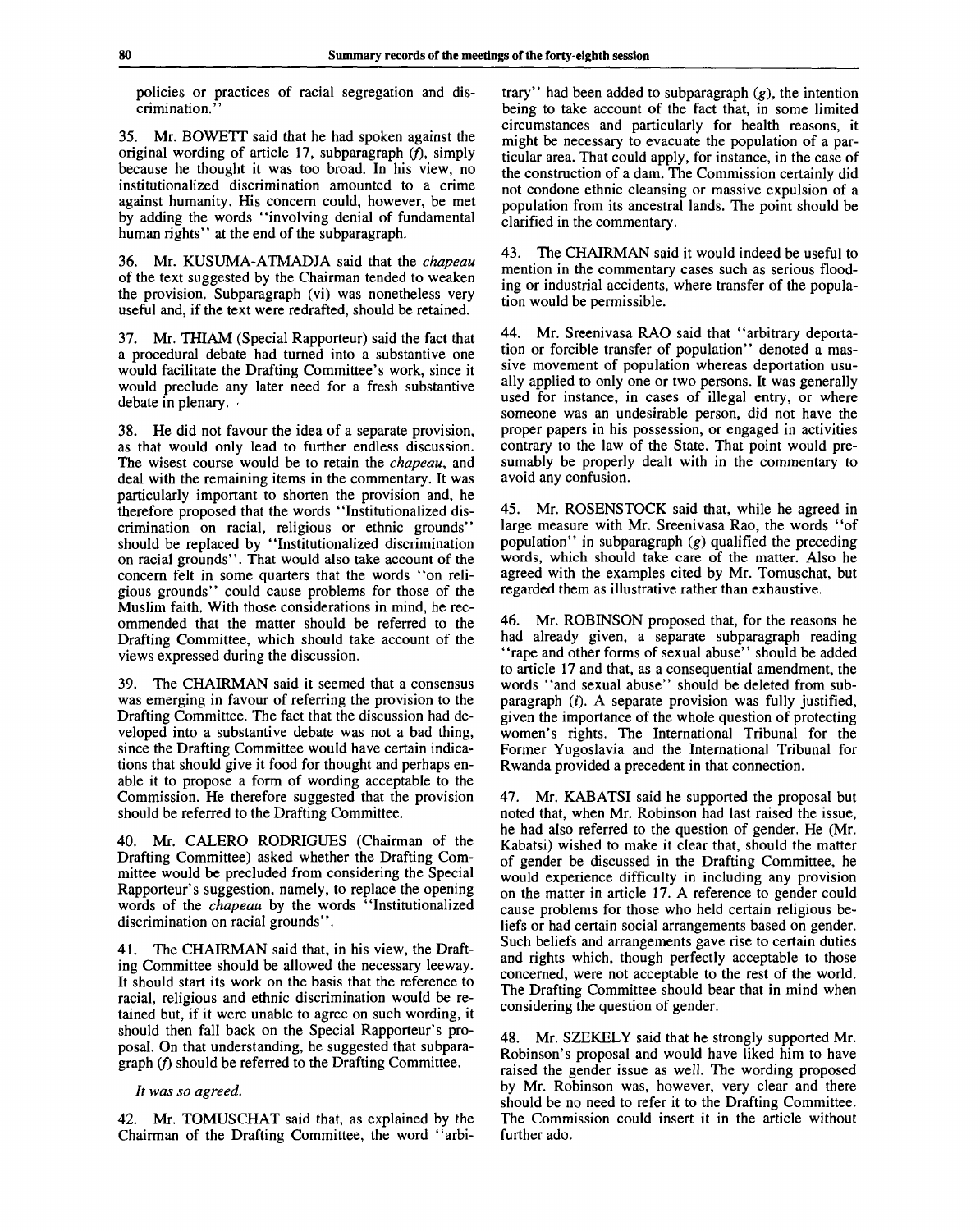policies or practices of racial segregation and discrimination."

35. Mr. BOWETT said that he had spoken against the original wording of article 17, subparagraph (*f*), simply because he thought it was too broad. In his view, no institutionalized discrimination amounted to a crime against humanity. His concern could, however, be met by adding the words "involving denial of fundamental human rights" at the end of the subparagraph.

36. Mr. KUSUMA-ATMADJA said that the *chapeau* of the text suggested by the Chairman tended to weaken the provision. Subparagraph (vi) was nonetheless very useful and, if the text were redrafted, should be retained.

37. Mr. THIAM (Special Rapporteur) said the fact that a procedural debate had turned into a substantive one would facilitate the Drafting Committee's work, since it would preclude any later need for a fresh substantive debate in plenary.

38. He did not favour the idea of a separate provision, as that would only lead to further endless discussion. The wisest course would be to retain the *chapeau*, and deal with the remaining items in the commentary. It was particularly important to shorten the provision and, he therefore proposed that the words "Institutionalized discrimination on racial, religious or ethnic grounds" should be replaced by "Institutionalized discrimination on racial grounds". That would also take account of the concern felt in some quarters that the words "on religious grounds" could cause problems for those of the Muslim faith. With those considerations in mind, he recommended that the matter should be referred to the Drafting Committee, which should take account of the views expressed during the discussion.

39. The CHAIRMAN said it seemed that a consensus was emerging in favour of referring the provision to the Drafting Committee. The fact that the discussion had developed into a substantive debate was not a bad thing, since the Drafting Committee would have certain indications that should give it food for thought and perhaps enable it to propose a form of wording acceptable to the Commission. He therefore suggested that the provision should be referred to the Drafting Committee.

40. Mr. CALERO RODRIGUES (Chairman of the Drafting Committee) asked whether the Drafting Committee would be precluded from considering the Special Rapporteur's suggestion, namely, to replace the opening words of the *chapeau* by the words "Institutionalized discrimination on racial grounds".

41. The CHAIRMAN said that, in his view, the Drafting Committee should be allowed the necessary leeway. It should start its work on the basis that the reference to racial, religious and ethnic discrimination would be retained but, if it were unable to agree on such wording, it should then fall back on the Special Rapporteur's proposal. On that understanding, he suggested that subparagraph (*f*) should be referred to the Drafting Committee.

*It was so agreed.*

42. Mr. TOMUSCHAT said that, as explained by the Chairman of the Drafting Committee, the word "arbitrary" had been added to subparagraph (*g*), the intention being to take account of the fact that, in some limited circumstances and particularly for health reasons, it might be necessary to evacuate the population of a particular area. That could apply, for instance, in the case of the construction of a dam. The Commission certainly did not condone ethnic cleansing or massive expulsion of a population from its ancestral lands. The point should be clarified in the commentary.

43. The CHAIRMAN said it would indeed be useful to mention in the commentary cases such as serious flooding or industrial accidents, where transfer of the population would be permissible.

44. Mr. Sreenivasa RAO said that "arbitrary deportation or forcible transfer of population" denoted a massive movement of population whereas deportation usually applied to only one or two persons. It was generally used for instance, in cases of illegal entry, or where someone was an undesirable person, did not have the proper papers in his possession, or engaged in activities contrary to the law of the State. That point would presumably be properly dealt with in the commentary to avoid any confusion.

45. Mr. ROSENSTOCK said that, while he agreed in large measure with Mr. Sreenivasa Rao, the words "of population" in subparagraph (*g*) qualified the preceding words, which should take care of the matter. Also he agreed with the examples cited by Mr. Tomuschat, but regarded them as illustrative rather than exhaustive.

46. Mr. ROBINSON proposed that, for the reasons he had already given, a separate subparagraph reading "rape and other forms of sexual abuse" should be added to article 17 and that, as a consequential amendment, the words "and sexual abuse" should be deleted from subparagraph (*i*). A separate provision was fully justified, given the importance of the whole question of protecting women's rights. The International Tribunal for the Former Yugoslavia and the International Tribunal for Rwanda provided a precedent in that connection.

47. Mr. KABATSI said he supported the proposal but noted that, when Mr. Robinson had last raised the issue, he had also referred to the question of gender. He (Mr. Kabatsi) wished to make it clear that, should the matter of gender be discussed in the Drafting Committee, he would experience difficulty in including any provision on the matter in article 17. A reference to gender could cause problems for those who held certain religious beliefs or had certain social arrangements based on gender. Such beliefs and arrangements gave rise to certain duties and rights which, though perfectly acceptable to those concerned, were not acceptable to the rest of the world. The Drafting Committee should bear that in mind when considering the question of gender.

48. Mr. SZEKELY said that he strongly supported Mr. Robinson's proposal and would have liked him to have raised the gender issue as well. The wording proposed by Mr. Robinson was, however, very clear and there should be no need to refer it to the Drafting Committee. The Commission could insert it in the article without further ado.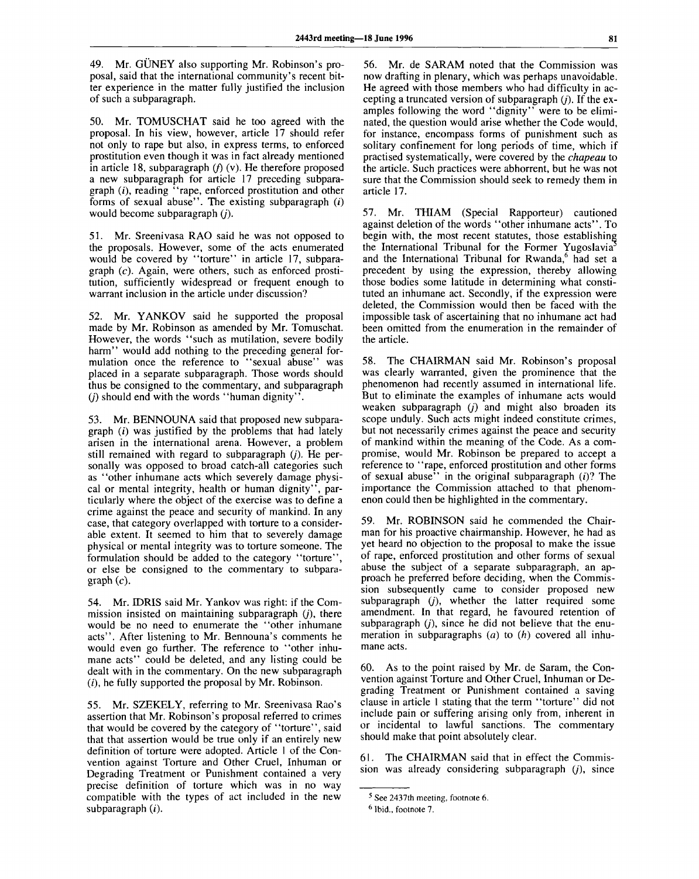49. Mr. GÜNEY also supporting Mr. Robinson's proposal, said that the international community's recent bitter experience in the matter fully justified the inclusion of such a subparagraph.

50. Mr. TOMUSCHAT said he too agreed with the proposal. In his view, however, article 17 should refer not only to rape but also, in express terms, to enforced prostitution even though it was in fact already mentioned in article 18, subparagraph (*f*) (v). He therefore proposed a new subparagraph for article 17 preceding subparagraph (*i*), reading "rape, enforced prostitution and other forms of sexual abuse". The existing subparagraph (*i*) would become subparagraph (*j*).

51. Mr. Sreenivasa RAO said he was not opposed to the proposals. However, some of the acts enumerated would be covered by "torture" in article 17, subparagraph (*c*). Again, were others, such as enforced prostitution, sufficiently widespread or frequent enough to warrant inclusion in the article under discussion?

52. Mr. YANKOV said he supported the proposal made by Mr. Robinson as amended by Mr. Tomuschat. However, the words "such as mutilation, severe bodily harm" would add nothing to the preceding general formulation once the reference to "sexual abuse" was placed in a separate subparagraph. Those words should thus be consigned to the commentary, and subparagraph (*j*) should end with the words "human dignity".

53. Mr. BENNOUNA said that proposed new subparagraph (*i*) was justified by the problems that had lately arisen in the international arena. However, a problem still remained with regard to subparagraph (*j*). He personally was opposed to broad catch-all categories such as "other inhumane acts which severely damage physical or mental integrity, health or human dignity", particularly where the object of the exercise was to define a crime against the peace and security of mankind. In any case, that category overlapped with torture to a considerable extent. It seemed to him that to severely damage physical or mental integrity was to torture someone. The formulation should be added to the category "torture", or else be consigned to the commentary to subparagraph (*c*).

54. Mr. IDRIS said Mr. Yankov was right: if the Commission insisted on maintaining subparagraph (*j*), there would be no need to enumerate the "other inhumane acts". After listening to Mr. Bennouna's comments he would even go further. The reference to "other inhumane acts" could be deleted, and any listing could be dealt with in the commentary. On the new subparagraph (*i*), he fully supported the proposal by Mr. Robinson.

55. Mr. SZEKELY, referring to Mr. Sreenivasa Rao's assertion that Mr. Robinson's proposal referred to crimes that would be covered by the category of "torture", said that that assertion would be true only if an entirely new definition of torture were adopted. Article 1 of the Convention against Torture and Other Cruel, Inhuman or Degrading Treatment or Punishment contained a very precise definition of torture which was in no way compatible with the types of act included in the new subparagraph (*i*).

56. Mr. de SARAM noted that the Commission was now drafting in plenary, which was perhaps unavoidable. He agreed with those members who had difficulty in accepting a truncated version of subparagraph (*j*). If the examples following the word "dignity" were to be eliminated, the question would arise whether the Code would, for instance, encompass forms of punishment such as solitary confinement for long periods of time, which if practised systematically, were covered by the *chapeau* to the article. Such practices were abhorrent, but he was not sure that the Commission should seek to remedy them in article 17.

57. Mr. THIAM (Special Rapporteur) cautioned against deletion of the words "other inhumane acts". To begin with, the most recent statutes, those establishing the International Tribunal for the Former Yugoslavia[5] and the International Tribunal for Rwanda,[6] had set a precedent by using the expression, thereby allowing those bodies some latitude in determining what constituted an inhumane act. Secondly, if the expression were deleted, the Commission would then be faced with the impossible task of ascertaining that no inhumane act had been omitted from the enumeration in the remainder of the article.

58. The CHAIRMAN said Mr. Robinson's proposal was clearly warranted, given the prominence that the phenomenon had recently assumed in international life. But to eliminate the examples of inhumane acts would weaken subparagraph (*j*) and might also broaden its scope unduly. Such acts might indeed constitute crimes, but not necessarily crimes against the peace and security of mankind within the meaning of the Code. As a compromise, would Mr. Robinson be prepared to accept a reference to "rape, enforced prostitution and other forms of sexual abuse" in the original subparagraph (*i*)? The importance the Commission attached to that phenomenon could then be highlighted in the commentary.

59. Mr. ROBINSON said he commended the Chairman for his proactive chairmanship. However, he had as yet heard no objection to the proposal to make the issue of rape, enforced prostitution and other forms of sexual abuse the subject of a separate subparagraph, an approach he preferred before deciding, when the Commission subsequently came to consider proposed new subparagraph (*j*), whether the latter required some amendment. In that regard, he favoured retention of subparagraph (*j*), since he did not believe that the enumeration in subparagraphs (*a*) to (*h*) covered all inhumane acts.

60. As to the point raised by Mr. de Saram, the Convention against Torture and Other Cruel, Inhuman or Degrading Treatment or Punishment contained a saving clause in article 1 stating that the term "torture" did not include pain or suffering arising only from, inherent in or incidental to lawful sanctions. The commentary should make that point absolutely clear.

61. The CHAIRMAN said that in effect the Commission was already considering subparagraph (*j*), since

---

[5] See 2437th meeting, footnote 6.

[6] Ibid., footnote 7.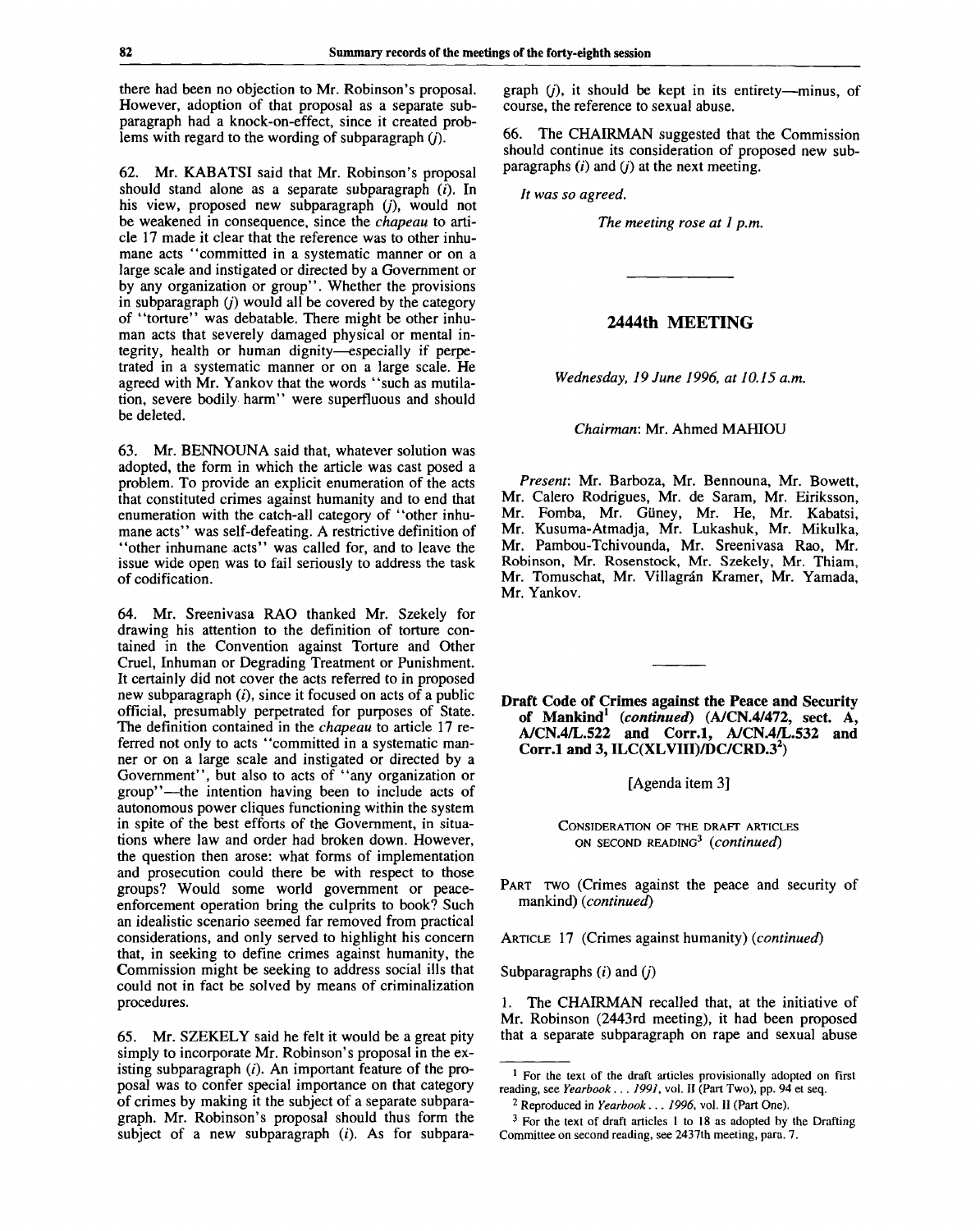there had been no objection to Mr. Robinson's proposal. However, adoption of that proposal as a separate subparagraph had a knock-on-effect, since it created problems with regard to the wording of subparagraph (*j*).

62. Mr. KABATSI said that Mr. Robinson's proposal should stand alone as a separate subparagraph (*i*). In his view, proposed new subparagraph (*j*), would not be weakened in consequence, since the *chapeau* to article 17 made it clear that the reference was to other inhumane acts "committed in a systematic manner or on a large scale and instigated or directed by a Government or by any organization or group". Whether the provisions in subparagraph (*j*) would all be covered by the category of "torture" was debatable. There might be other inhuman acts that severely damaged physical or mental integrity, health or human dignity—especially if perpetrated in a systematic manner or on a large scale. He agreed with Mr. Yankov that the words "such as mutilation, severe bodily harm" were superfluous and should be deleted.

63. Mr. BENNOUNA said that, whatever solution was adopted, the form in which the article was cast posed a problem. To provide an explicit enumeration of the acts that constituted crimes against humanity and to end that enumeration with the catch-all category of "other inhumane acts" was self-defeating. A restrictive definition of "other inhumane acts" was called for, and to leave the issue wide open was to fail seriously to address the task of codification.

64. Mr. Sreenivasa RAO thanked Mr. Szekely for drawing his attention to the definition of torture contained in the Convention against Torture and Other Cruel, Inhuman or Degrading Treatment or Punishment. It certainly did not cover the acts referred to in proposed new subparagraph (*i*), since it focused on acts of a public official, presumably perpetrated for purposes of State. The definition contained in the *chapeau* to article 17 referred not only to acts "committed in a systematic manner or on a large scale and instigated or directed by a Government", but also to acts of "any organization or group"—the intention having been to include acts of autonomous power cliques functioning within the system in spite of the best efforts of the Government, in situations where law and order had broken down. However, the question then arose: what forms of implementation and prosecution could there be with respect to those groups? Would some world government or peace-enforcement operation bring the culprits to book? Such an idealistic scenario seemed far removed from practical considerations, and only served to highlight his concern that, in seeking to define crimes against humanity, the Commission might be seeking to address social ills that could not in fact be solved by means of criminalization procedures.

65. Mr. SZEKELY said he felt it would be a great pity simply to incorporate Mr. Robinson's proposal in the existing subparagraph (*i*). An important feature of the proposal was to confer special importance on that category of crimes by making it the subject of a separate subparagraph. Mr. Robinson's proposal should thus form the subject of a new subparagraph (*i*). As for subparagraph (*j*), it should be kept in its entirety—minus, of course, the reference to sexual abuse.

66. The CHAIRMAN suggested that the Commission should continue its consideration of proposed new subparagraphs (*i*) and (*j*) at the next meeting.

*It was so agreed.*

*The meeting rose at 1 p.m.*

---

## 2444th MEETING

*Wednesday, 19 June 1996, at 10.15 a.m.*

*Chairman*: Mr. Ahmed MAHIOU

*Present*: Mr. Barboza, Mr. Bennouna, Mr. Bowett, Mr. Calero Rodrigues, Mr. de Saram, Mr. Eiriksson, Mr. Fomba, Mr. Güney, Mr. He, Mr. Kabatsi, Mr. Kusuma-Atmadja, Mr. Lukashuk, Mr. Mikulka, Mr. Pambou-Tchivounda, Mr. Sreenivasa Rao, Mr. Robinson, Mr. Rosenstock, Mr. Szekely, Mr. Thiam, Mr. Tomuschat, Mr. Villagrán Kramer, Mr. Yamada, Mr. Yankov.

---

### Draft Code of Crimes against the Peace and Security of Mankind[1] (*continued*) (A/CN.4/472, sect. A, A/CN.4/L.522 and Corr.1, A/CN.4/L.532 and Corr.1 and 3, ILC(XLVIII)/DC/CRD.3[2])

[Agenda item 3]

CONSIDERATION OF THE DRAFT ARTICLES ON SECOND READING[3] (*continued*)

PART TWO (Crimes against the peace and security of mankind) (*continued*)

ARTICLE 17 (Crimes against humanity) (*continued*)

Subparagraphs (*i*) and (*j*)

1. The CHAIRMAN recalled that, at the initiative of Mr. Robinson (2443rd meeting), it had been proposed that a separate subparagraph on rape and sexual abuse

---

[1] For the text of the draft articles provisionally adopted on first reading, see *Yearbook . . . 1991*, vol. II (Part Two), pp. 94 et seq.

[2] Reproduced in *Yearbook . . . 1996*, vol. II (Part One).

[3] For the text of draft articles 1 to 18 as adopted by the Drafting Committee on second reading, see 2437th meeting, para. 7.